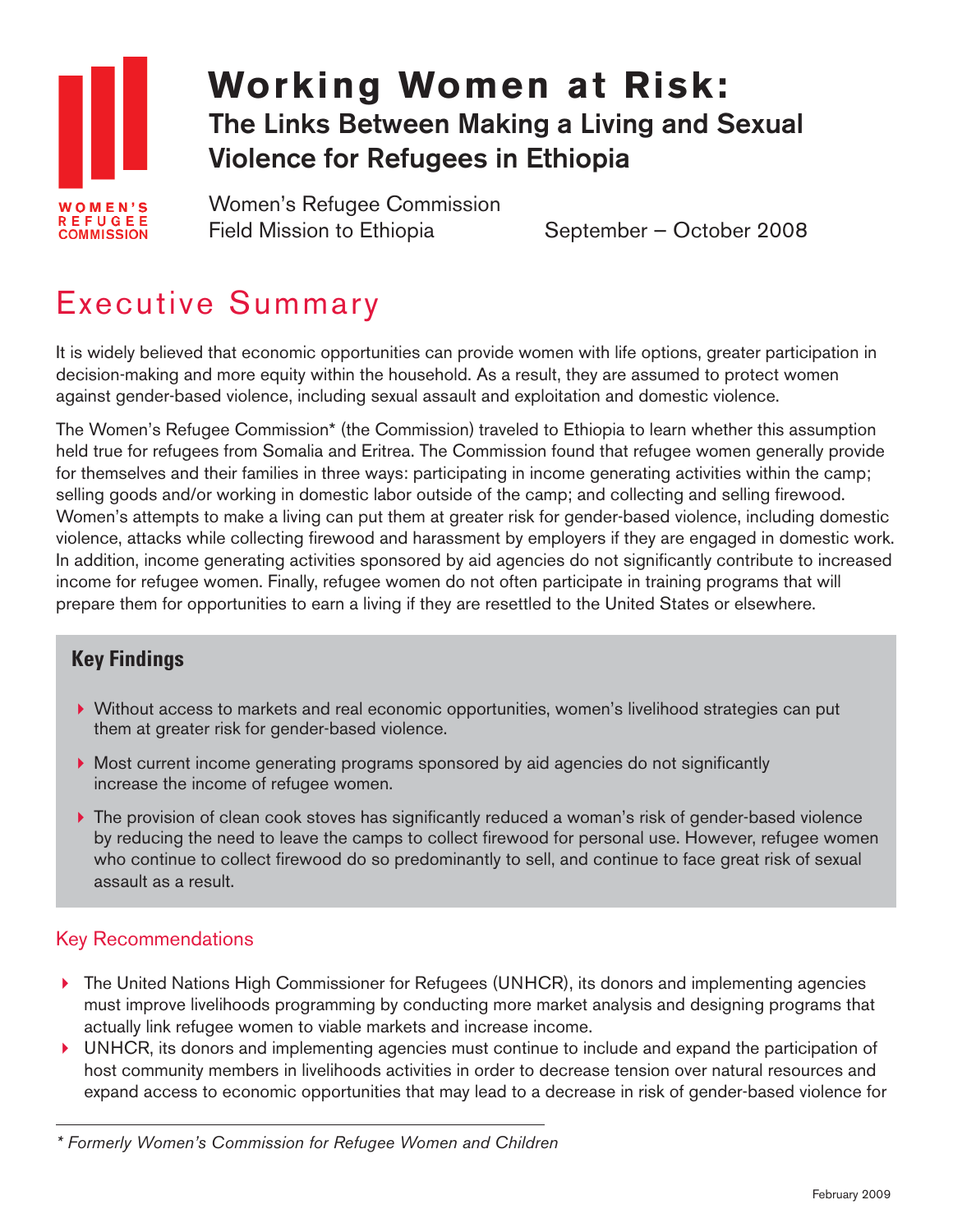WOMEN'S REFUGEE COMMISSION

# Working Women at Risk:

## The Links Between Making a Living and Sexual Violence for Refugees in Ethiopia

Women's Refugee Commission
Field Mission to Ethiopia

September – October 2008

# Executive Summary

It is widely believed that economic opportunities can provide women with life options, greater participation in decision-making and more equity within the household. As a result, they are assumed to protect women against gender-based violence, including sexual assault and exploitation and domestic violence.

The Women's Refugee Commission* (the Commission) traveled to Ethiopia to learn whether this assumption held true for refugees from Somalia and Eritrea. The Commission found that refugee women generally provide for themselves and their families in three ways: participating in income generating activities within the camp; selling goods and/or working in domestic labor outside of the camp; and collecting and selling firewood. Women's attempts to make a living can put them at greater risk for gender-based violence, including domestic violence, attacks while collecting firewood and harassment by employers if they are engaged in domestic work. In addition, income generating activities sponsored by aid agencies do not significantly contribute to increased income for refugee women. Finally, refugee women do not often participate in training programs that will prepare them for opportunities to earn a living if they are resettled to the United States or elsewhere.

### Key Findings

- Without access to markets and real economic opportunities, women's livelihood strategies can put them at greater risk for gender-based violence.
- Most current income generating programs sponsored by aid agencies do not significantly increase the income of refugee women.
- The provision of clean cook stoves has significantly reduced a woman's risk of gender-based violence by reducing the need to leave the camps to collect firewood for personal use. However, refugee women who continue to collect firewood do so predominantly to sell, and continue to face great risk of sexual assault as a result.

### Key Recommendations

- The United Nations High Commissioner for Refugees (UNHCR), its donors and implementing agencies must improve livelihoods programming by conducting more market analysis and designing programs that actually link refugee women to viable markets and increase income.
- UNHCR, its donors and implementing agencies must continue to include and expand the participation of host community members in livelihoods activities in order to decrease tension over natural resources and expand access to economic opportunities that may lead to a decrease in risk of gender-based violence for

*\* Formerly Women's Commission for Refugee Women and Children*

February 2009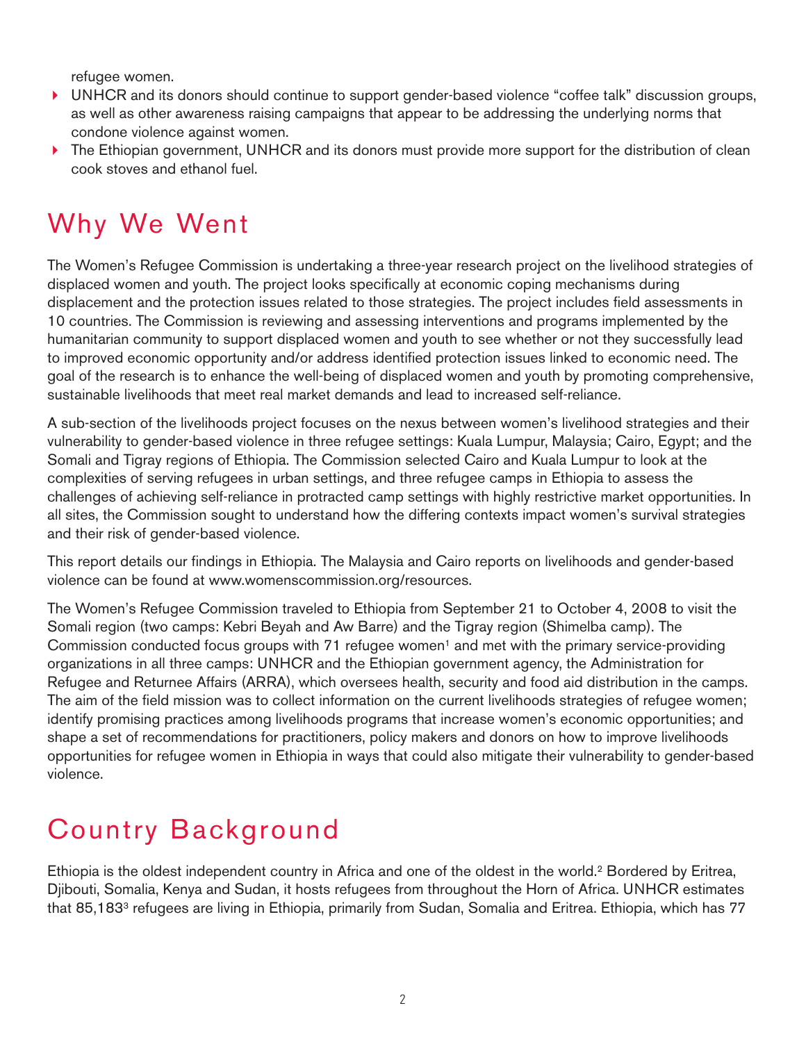refugee women.

- UNHCR and its donors should continue to support gender-based violence "coffee talk" discussion groups, as well as other awareness raising campaigns that appear to be addressing the underlying norms that condone violence against women.
- The Ethiopian government, UNHCR and its donors must provide more support for the distribution of clean cook stoves and ethanol fuel.

# Why We Went

The Women's Refugee Commission is undertaking a three-year research project on the livelihood strategies of displaced women and youth. The project looks specifically at economic coping mechanisms during displacement and the protection issues related to those strategies. The project includes field assessments in 10 countries. The Commission is reviewing and assessing interventions and programs implemented by the humanitarian community to support displaced women and youth to see whether or not they successfully lead to improved economic opportunity and/or address identified protection issues linked to economic need. The goal of the research is to enhance the well-being of displaced women and youth by promoting comprehensive, sustainable livelihoods that meet real market demands and lead to increased self-reliance.

A sub-section of the livelihoods project focuses on the nexus between women's livelihood strategies and their vulnerability to gender-based violence in three refugee settings: Kuala Lumpur, Malaysia; Cairo, Egypt; and the Somali and Tigray regions of Ethiopia. The Commission selected Cairo and Kuala Lumpur to look at the complexities of serving refugees in urban settings, and three refugee camps in Ethiopia to assess the challenges of achieving self-reliance in protracted camp settings with highly restrictive market opportunities. In all sites, the Commission sought to understand how the differing contexts impact women's survival strategies and their risk of gender-based violence.

This report details our findings in Ethiopia. The Malaysia and Cairo reports on livelihoods and gender-based violence can be found at www.womenscommission.org/resources.

The Women's Refugee Commission traveled to Ethiopia from September 21 to October 4, 2008 to visit the Somali region (two camps: Kebri Beyah and Aw Barre) and the Tigray region (Shimelba camp). The Commission conducted focus groups with 71 refugee women[1] and met with the primary service-providing organizations in all three camps: UNHCR and the Ethiopian government agency, the Administration for Refugee and Returnee Affairs (ARRA), which oversees health, security and food aid distribution in the camps. The aim of the field mission was to collect information on the current livelihoods strategies of refugee women; identify promising practices among livelihoods programs that increase women's economic opportunities; and shape a set of recommendations for practitioners, policy makers and donors on how to improve livelihoods opportunities for refugee women in Ethiopia in ways that could also mitigate their vulnerability to gender-based violence.

# Country Background

Ethiopia is the oldest independent country in Africa and one of the oldest in the world.[2] Bordered by Eritrea, Djibouti, Somalia, Kenya and Sudan, it hosts refugees from throughout the Horn of Africa. UNHCR estimates that 85,183[3] refugees are living in Ethiopia, primarily from Sudan, Somalia and Eritrea. Ethiopia, which has 77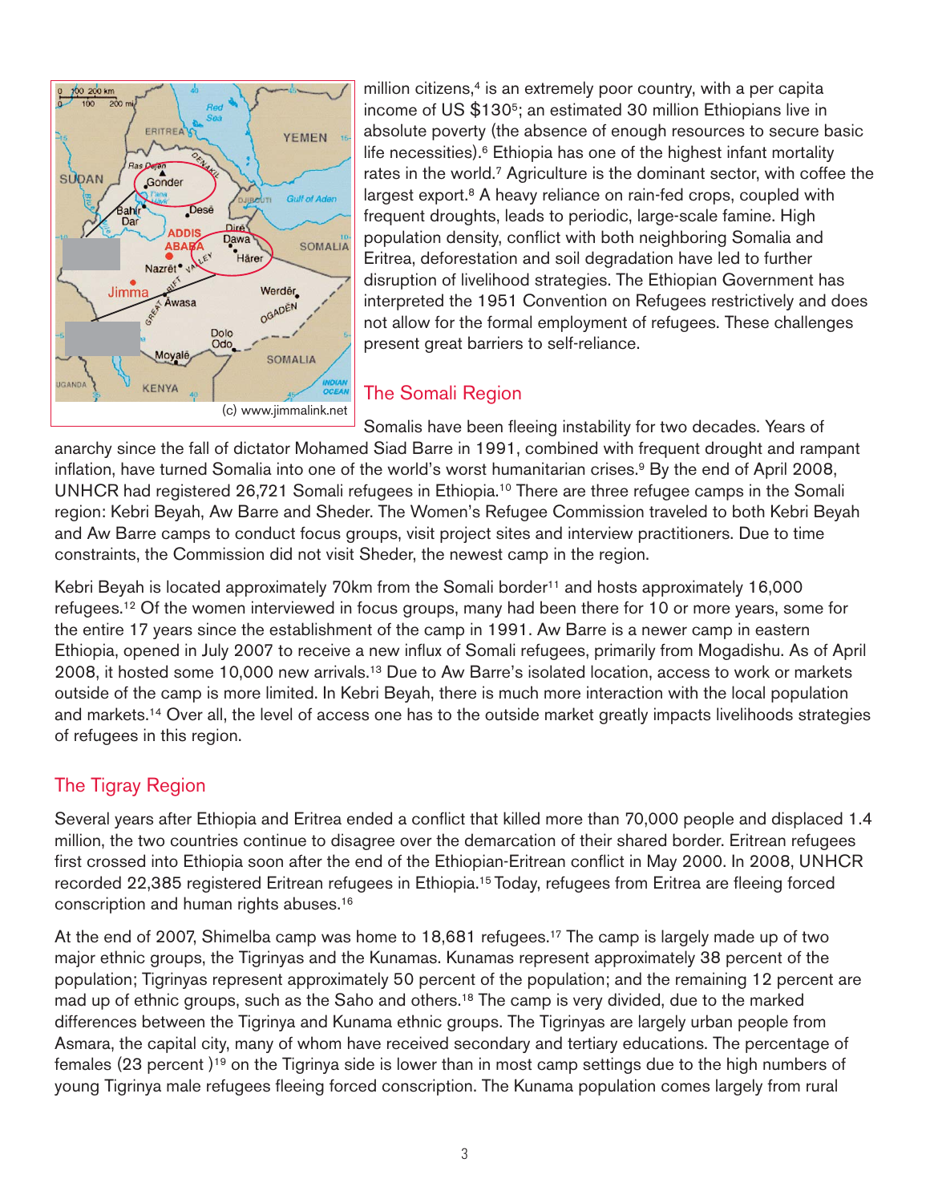million citizens,[4] is an extremely poor country, with a per capita income of US $130[5]; an estimated 30 million Ethiopians live in absolute poverty (the absence of enough resources to secure basic life necessities).[6] Ethiopia has one of the highest infant mortality rates in the world.[7] Agriculture is the dominant sector, with coffee the largest export.[8] A heavy reliance on rain-fed crops, coupled with frequent droughts, leads to periodic, large-scale famine. High population density, conflict with both neighboring Somalia and Eritrea, deforestation and soil degradation have led to further disruption of livelihood strategies. The Ethiopian Government has interpreted the 1951 Convention on Refugees restrictively and does not allow for the formal employment of refugees. These challenges present great barriers to self-reliance.

(c) www.jimmalink.net

## The Somali Region

Somalis have been fleeing instability for two decades. Years of anarchy since the fall of dictator Mohamed Siad Barre in 1991, combined with frequent drought and rampant inflation, have turned Somalia into one of the world's worst humanitarian crises.[9] By the end of April 2008, UNHCR had registered 26,721 Somali refugees in Ethiopia.[10] There are three refugee camps in the Somali region: Kebri Beyah, Aw Barre and Sheder. The Women's Refugee Commission traveled to both Kebri Beyah and Aw Barre camps to conduct focus groups, visit project sites and interview practitioners. Due to time constraints, the Commission did not visit Sheder, the newest camp in the region.

Kebri Beyah is located approximately 70km from the Somali border[11] and hosts approximately 16,000 refugees.[12] Of the women interviewed in focus groups, many had been there for 10 or more years, some for the entire 17 years since the establishment of the camp in 1991. Aw Barre is a newer camp in eastern Ethiopia, opened in July 2007 to receive a new influx of Somali refugees, primarily from Mogadishu. As of April 2008, it hosted some 10,000 new arrivals.[13] Due to Aw Barre's isolated location, access to work or markets outside of the camp is more limited. In Kebri Beyah, there is much more interaction with the local population and markets.[14] Over all, the level of access one has to the outside market greatly impacts livelihoods strategies of refugees in this region.

## The Tigray Region

Several years after Ethiopia and Eritrea ended a conflict that killed more than 70,000 people and displaced 1.4 million, the two countries continue to disagree over the demarcation of their shared border. Eritrean refugees first crossed into Ethiopia soon after the end of the Ethiopian-Eritrean conflict in May 2000. In 2008, UNHCR recorded 22,385 registered Eritrean refugees in Ethiopia.[15] Today, refugees from Eritrea are fleeing forced conscription and human rights abuses.[16]

At the end of 2007, Shimelba camp was home to 18,681 refugees.[17] The camp is largely made up of two major ethnic groups, the Tigrinyas and the Kunamas. Kunamas represent approximately 38 percent of the population; Tigrinyas represent approximately 50 percent of the population; and the remaining 12 percent are mad up of ethnic groups, such as the Saho and others.[18] The camp is very divided, due to the marked differences between the Tigrinya and Kunama ethnic groups. The Tigrinyas are largely urban people from Asmara, the capital city, many of whom have received secondary and tertiary educations. The percentage of females (23 percent )[19] on the Tigrinya side is lower than in most camp settings due to the high numbers of young Tigrinya male refugees fleeing forced conscription. The Kunama population comes largely from rural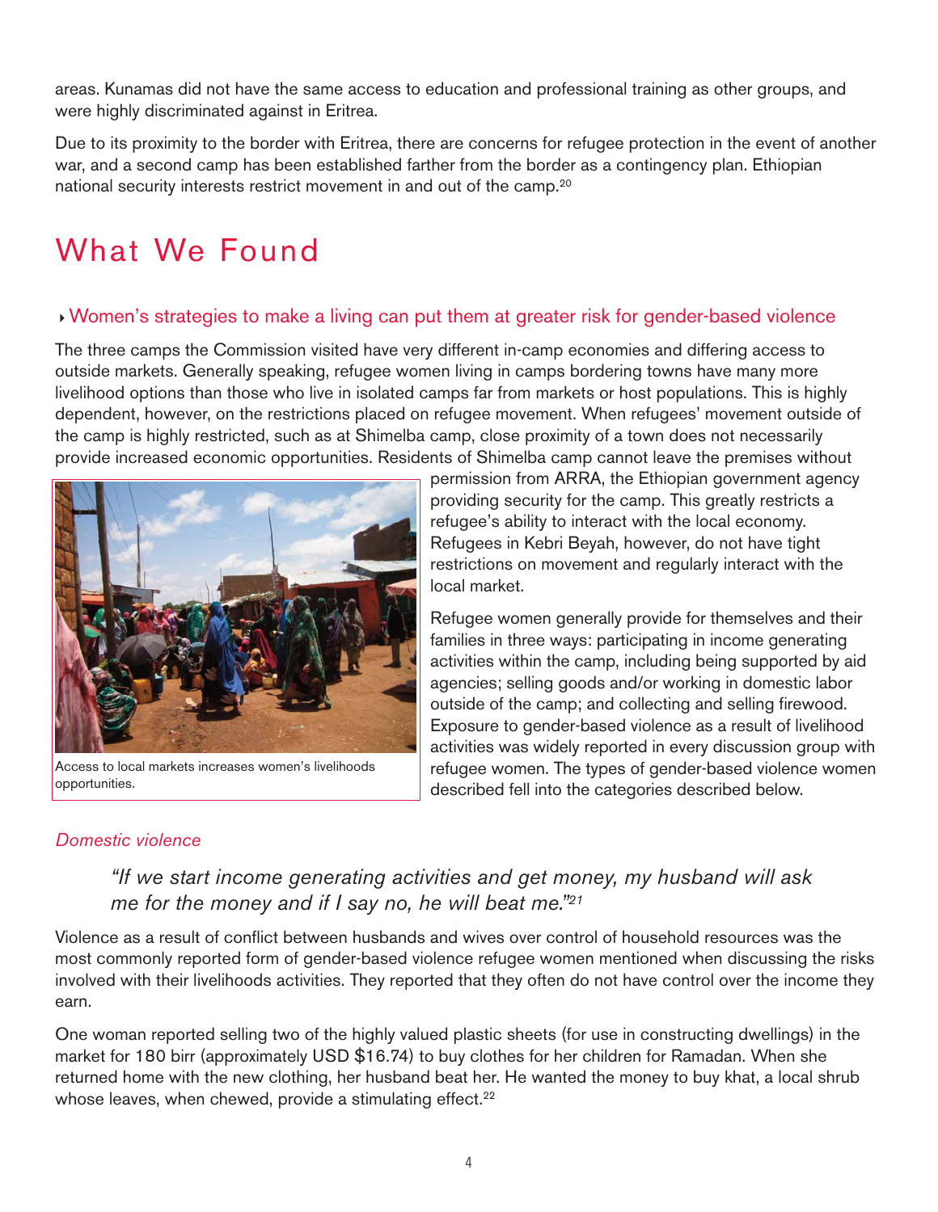areas. Kunamas did not have the same access to education and professional training as other groups, and were highly discriminated against in Eritrea.

Due to its proximity to the border with Eritrea, there are concerns for refugee protection in the event of another war, and a second camp has been established farther from the border as a contingency plan. Ethiopian national security interests restrict movement in and out of the camp.[20]

# What We Found

## Women's strategies to make a living can put them at greater risk for gender-based violence

The three camps the Commission visited have very different in-camp economies and differing access to outside markets. Generally speaking, refugee women living in camps bordering towns have many more livelihood options than those who live in isolated camps far from markets or host populations. This is highly dependent, however, on the restrictions placed on refugee movement. When refugees' movement outside of the camp is highly restricted, such as at Shimelba camp, close proximity of a town does not necessarily provide increased economic opportunities. Residents of Shimelba camp cannot leave the premises without permission from ARRA, the Ethiopian government agency providing security for the camp. This greatly restricts a refugee's ability to interact with the local economy. Refugees in Kebri Beyah, however, do not have tight restrictions on movement and regularly interact with the local market.

Access to local markets increases women's livelihoods opportunities.

Refugee women generally provide for themselves and their families in three ways: participating in income generating activities within the camp, including being supported by aid agencies; selling goods and/or working in domestic labor outside of the camp; and collecting and selling firewood. Exposure to gender-based violence as a result of livelihood activities was widely reported in every discussion group with refugee women. The types of gender-based violence women described fell into the categories described below.

### *Domestic violence*

> *"If we start income generating activities and get money, my husband will ask me for the money and if I say no, he will beat me."*[21]

Violence as a result of conflict between husbands and wives over control of household resources was the most commonly reported form of gender-based violence refugee women mentioned when discussing the risks involved with their livelihoods activities. They reported that they often do not have control over the income they earn.

One woman reported selling two of the highly valued plastic sheets (for use in constructing dwellings) in the market for 180 birr (approximately USD $16.74) to buy clothes for her children for Ramadan. When she returned home with the new clothing, her husband beat her. He wanted the money to buy khat, a local shrub whose leaves, when chewed, provide a stimulating effect.[22]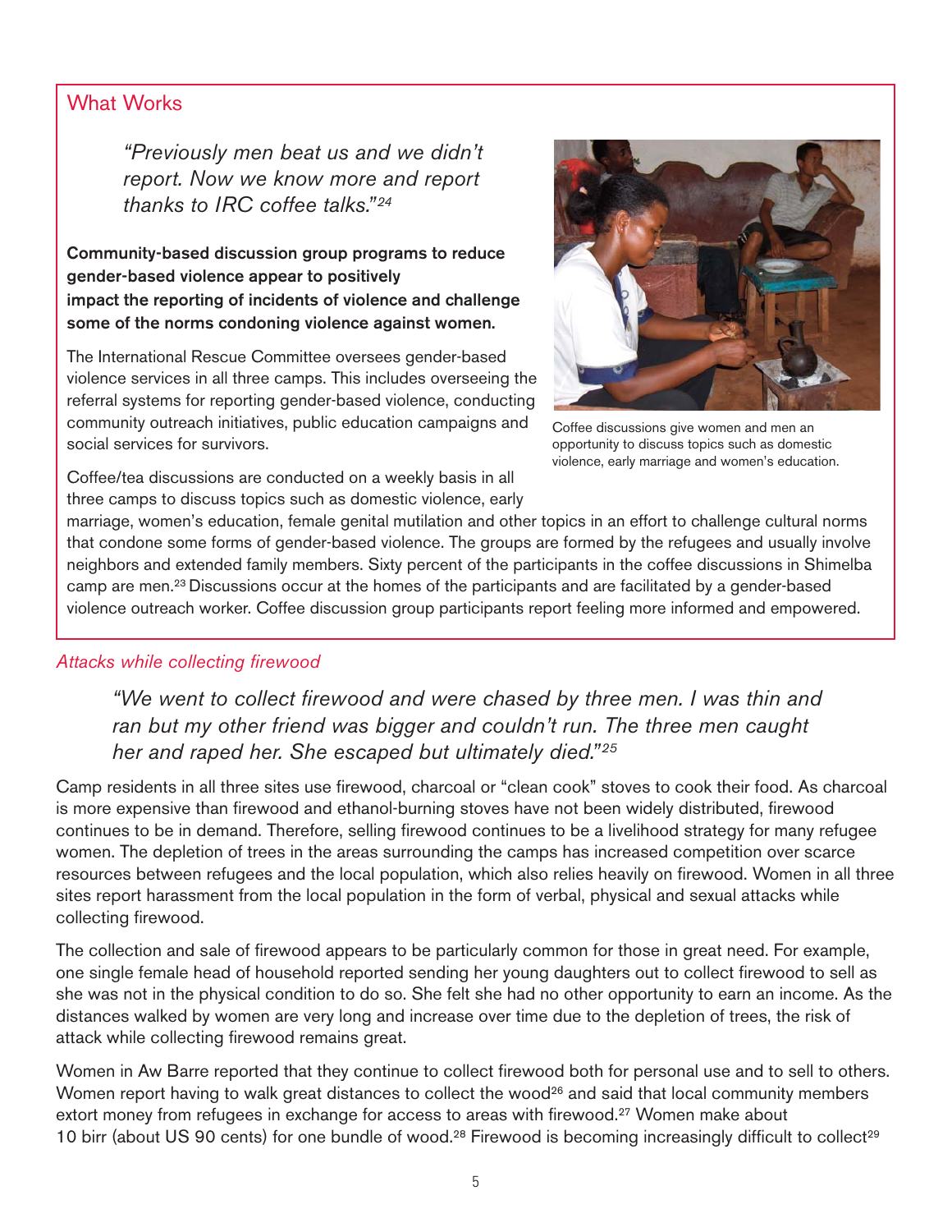## What Works

> *"Previously men beat us and we didn't report. Now we know more and report thanks to IRC coffee talks."*[24]

**Community-based discussion group programs to reduce gender-based violence appear to positively impact the reporting of incidents of violence and challenge some of the norms condoning violence against women.**

The International Rescue Committee oversees gender-based violence services in all three camps. This includes overseeing the referral systems for reporting gender-based violence, conducting community outreach initiatives, public education campaigns and social services for survivors.

Coffee discussions give women and men an opportunity to discuss topics such as domestic violence, early marriage and women's education.

Coffee/tea discussions are conducted on a weekly basis in all three camps to discuss topics such as domestic violence, early marriage, women's education, female genital mutilation and other topics in an effort to challenge cultural norms that condone some forms of gender-based violence. The groups are formed by the refugees and usually involve neighbors and extended family members. Sixty percent of the participants in the coffee discussions in Shimelba camp are men.[23] Discussions occur at the homes of the participants and are facilitated by a gender-based violence outreach worker. Coffee discussion group participants report feeling more informed and empowered.

### *Attacks while collecting firewood*

> *"We went to collect firewood and were chased by three men. I was thin and ran but my other friend was bigger and couldn't run. The three men caught her and raped her. She escaped but ultimately died."*[25]

Camp residents in all three sites use firewood, charcoal or "clean cook" stoves to cook their food. As charcoal is more expensive than firewood and ethanol-burning stoves have not been widely distributed, firewood continues to be in demand. Therefore, selling firewood continues to be a livelihood strategy for many refugee women. The depletion of trees in the areas surrounding the camps has increased competition over scarce resources between refugees and the local population, which also relies heavily on firewood. Women in all three sites report harassment from the local population in the form of verbal, physical and sexual attacks while collecting firewood.

The collection and sale of firewood appears to be particularly common for those in great need. For example, one single female head of household reported sending her young daughters out to collect firewood to sell as she was not in the physical condition to do so. She felt she had no other opportunity to earn an income. As the distances walked by women are very long and increase over time due to the depletion of trees, the risk of attack while collecting firewood remains great.

Women in Aw Barre reported that they continue to collect firewood both for personal use and to sell to others. Women report having to walk great distances to collect the wood[26] and said that local community members extort money from refugees in exchange for access to areas with firewood.[27] Women make about 10 birr (about US 90 cents) for one bundle of wood.[28] Firewood is becoming increasingly difficult to collect[29]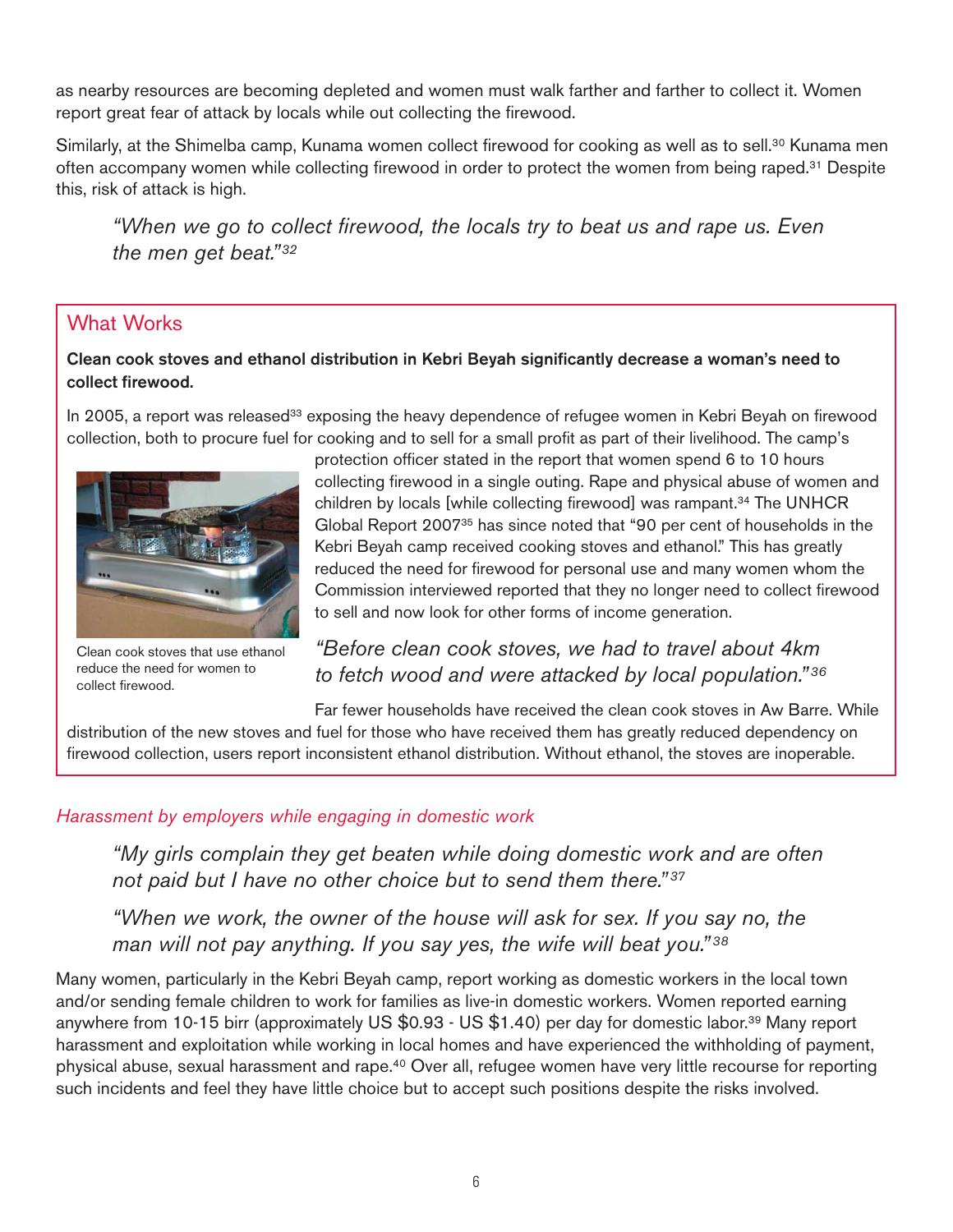as nearby resources are becoming depleted and women must walk farther and farther to collect it. Women report great fear of attack by locals while out collecting the firewood.

Similarly, at the Shimelba camp, Kunama women collect firewood for cooking as well as to sell.[30] Kunama men often accompany women while collecting firewood in order to protect the women from being raped.[31] Despite this, risk of attack is high.

> *"When we go to collect firewood, the locals try to beat us and rape us. Even the men get beat."[32]*

## What Works

**Clean cook stoves and ethanol distribution in Kebri Beyah significantly decrease a woman's need to collect firewood.**

In 2005, a report was released[33] exposing the heavy dependence of refugee women in Kebri Beyah on firewood collection, both to procure fuel for cooking and to sell for a small profit as part of their livelihood. The camp's protection officer stated in the report that women spend 6 to 10 hours collecting firewood in a single outing. Rape and physical abuse of women and children by locals [while collecting firewood] was rampant.[34] The UNHCR Global Report 2007[35] has since noted that "90 per cent of households in the Kebri Beyah camp received cooking stoves and ethanol." This has greatly reduced the need for firewood for personal use and many women whom the Commission interviewed reported that they no longer need to collect firewood to sell and now look for other forms of income generation.

Clean cook stoves that use ethanol reduce the need for women to collect firewood.

> *"Before clean cook stoves, we had to travel about 4km to fetch wood and were attacked by local population."[36]*

Far fewer households have received the clean cook stoves in Aw Barre. While distribution of the new stoves and fuel for those who have received them has greatly reduced dependency on firewood collection, users report inconsistent ethanol distribution. Without ethanol, the stoves are inoperable.

### *Harassment by employers while engaging in domestic work*

> *"My girls complain they get beaten while doing domestic work and are often not paid but I have no other choice but to send them there."[37]*

> *"When we work, the owner of the house will ask for sex. If you say no, the man will not pay anything. If you say yes, the wife will beat you."[38]*

Many women, particularly in the Kebri Beyah camp, report working as domestic workers in the local town and/or sending female children to work for families as live-in domestic workers. Women reported earning anywhere from 10-15 birr (approximately US $0.93 - US $1.40) per day for domestic labor.[39] Many report harassment and exploitation while working in local homes and have experienced the withholding of payment, physical abuse, sexual harassment and rape.[40] Over all, refugee women have very little recourse for reporting such incidents and feel they have little choice but to accept such positions despite the risks involved.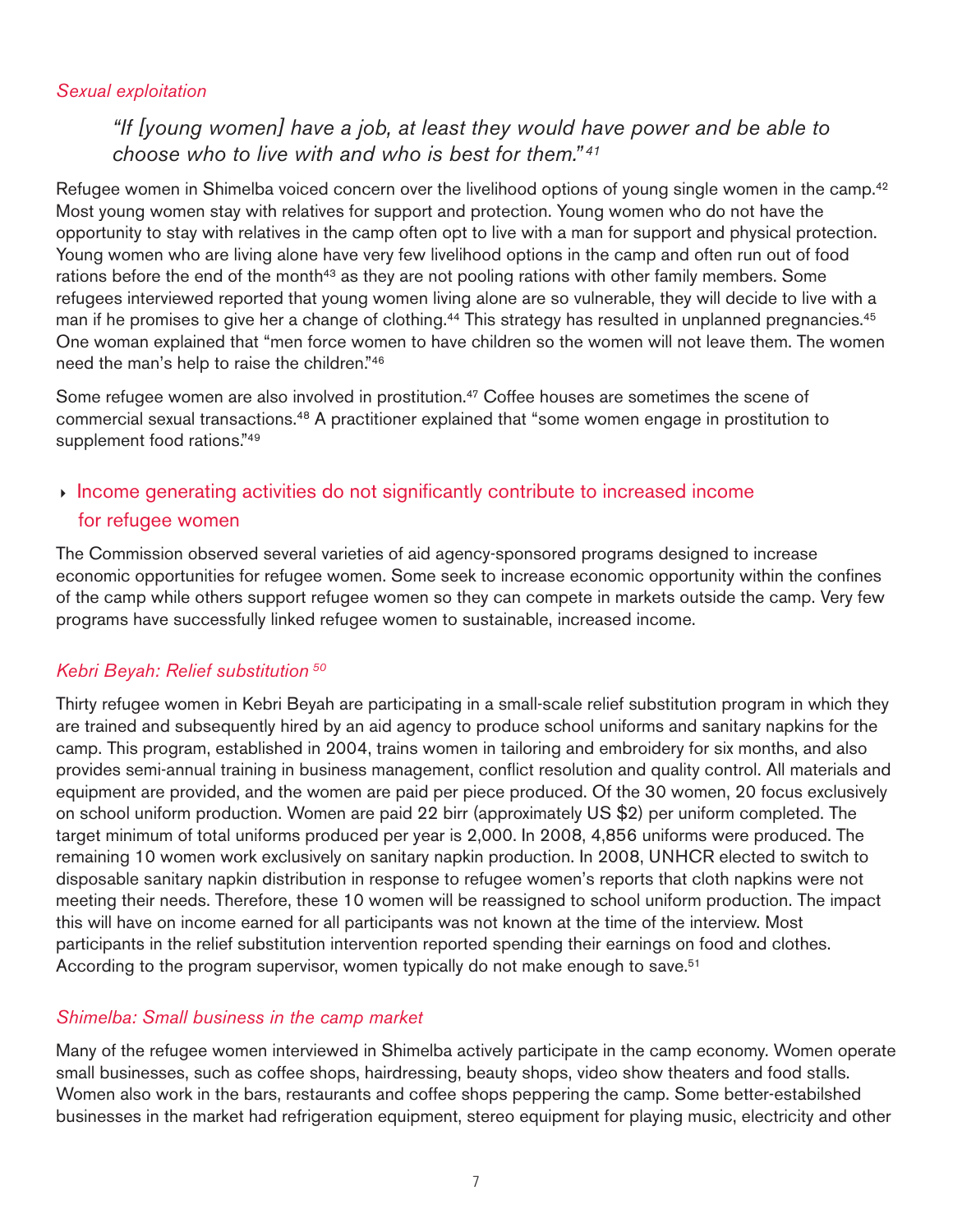*Sexual exploitation*

> *"If [young women] have a job, at least they would have power and be able to choose who to live with and who is best for them."* [41]

Refugee women in Shimelba voiced concern over the livelihood options of young single women in the camp.[42] Most young women stay with relatives for support and protection. Young women who do not have the opportunity to stay with relatives in the camp often opt to live with a man for support and physical protection. Young women who are living alone have very few livelihood options in the camp and often run out of food rations before the end of the month[43] as they are not pooling rations with other family members. Some refugees interviewed reported that young women living alone are so vulnerable, they will decide to live with a man if he promises to give her a change of clothing.[44] This strategy has resulted in unplanned pregnancies.[45] One woman explained that "men force women to have children so the women will not leave them. The women need the man's help to raise the children."[46]

Some refugee women are also involved in prostitution.[47] Coffee houses are sometimes the scene of commercial sexual transactions.[48] A practitioner explained that "some women engage in prostitution to supplement food rations."[49]

## Income generating activities do not significantly contribute to increased income for refugee women

The Commission observed several varieties of aid agency-sponsored programs designed to increase economic opportunities for refugee women. Some seek to increase economic opportunity within the confines of the camp while others support refugee women so they can compete in markets outside the camp. Very few programs have successfully linked refugee women to sustainable, increased income.

*Kebri Beyah: Relief substitution* [50]

Thirty refugee women in Kebri Beyah are participating in a small-scale relief substitution program in which they are trained and subsequently hired by an aid agency to produce school uniforms and sanitary napkins for the camp. This program, established in 2004, trains women in tailoring and embroidery for six months, and also provides semi-annual training in business management, conflict resolution and quality control. All materials and equipment are provided, and the women are paid per piece produced. Of the 30 women, 20 focus exclusively on school uniform production. Women are paid 22 birr (approximately US $2) per uniform completed. The target minimum of total uniforms produced per year is 2,000. In 2008, 4,856 uniforms were produced. The remaining 10 women work exclusively on sanitary napkin production. In 2008, UNHCR elected to switch to disposable sanitary napkin distribution in response to refugee women's reports that cloth napkins were not meeting their needs. Therefore, these 10 women will be reassigned to school uniform production. The impact this will have on income earned for all participants was not known at the time of the interview. Most participants in the relief substitution intervention reported spending their earnings on food and clothes. According to the program supervisor, women typically do not make enough to save.[51]

*Shimelba: Small business in the camp market*

Many of the refugee women interviewed in Shimelba actively participate in the camp economy. Women operate small businesses, such as coffee shops, hairdressing, beauty shops, video show theaters and food stalls. Women also work in the bars, restaurants and coffee shops peppering the camp. Some better-estabilshed businesses in the market had refrigeration equipment, stereo equipment for playing music, electricity and other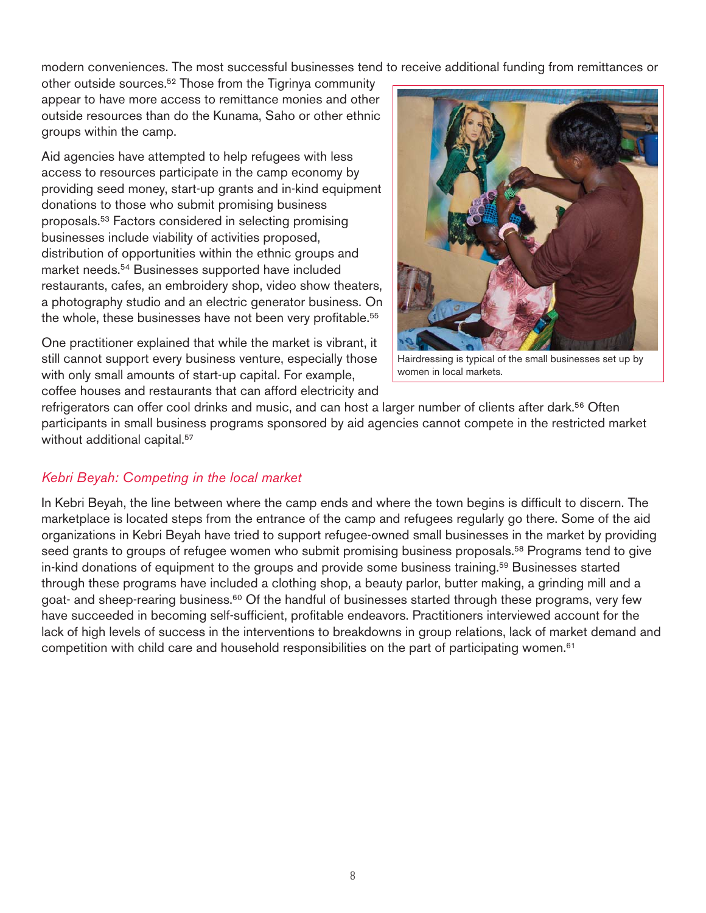modern conveniences. The most successful businesses tend to receive additional funding from remittances or other outside sources.[52] Those from the Tigrinya community appear to have more access to remittance monies and other outside resources than do the Kunama, Saho or other ethnic groups within the camp.

Aid agencies have attempted to help refugees with less access to resources participate in the camp economy by providing seed money, start-up grants and in-kind equipment donations to those who submit promising business proposals.[53] Factors considered in selecting promising businesses include viability of activities proposed, distribution of opportunities within the ethnic groups and market needs.[54] Businesses supported have included restaurants, cafes, an embroidery shop, video show theaters, a photography studio and an electric generator business. On the whole, these businesses have not been very profitable.[55]

Hairdressing is typical of the small businesses set up by women in local markets.

One practitioner explained that while the market is vibrant, it still cannot support every business venture, especially those with only small amounts of start-up capital. For example, coffee houses and restaurants that can afford electricity and refrigerators can offer cool drinks and music, and can host a larger number of clients after dark.[56] Often participants in small business programs sponsored by aid agencies cannot compete in the restricted market without additional capital.[57]

### *Kebri Beyah: Competing in the local market*

In Kebri Beyah, the line between where the camp ends and where the town begins is difficult to discern. The marketplace is located steps from the entrance of the camp and refugees regularly go there. Some of the aid organizations in Kebri Beyah have tried to support refugee-owned small businesses in the market by providing seed grants to groups of refugee women who submit promising business proposals.[58] Programs tend to give in-kind donations of equipment to the groups and provide some business training.[59] Businesses started through these programs have included a clothing shop, a beauty parlor, butter making, a grinding mill and a goat- and sheep-rearing business.[60] Of the handful of businesses started through these programs, very few have succeeded in becoming self-sufficient, profitable endeavors. Practitioners interviewed account for the lack of high levels of success in the interventions to breakdowns in group relations, lack of market demand and competition with child care and household responsibilities on the part of participating women.[61]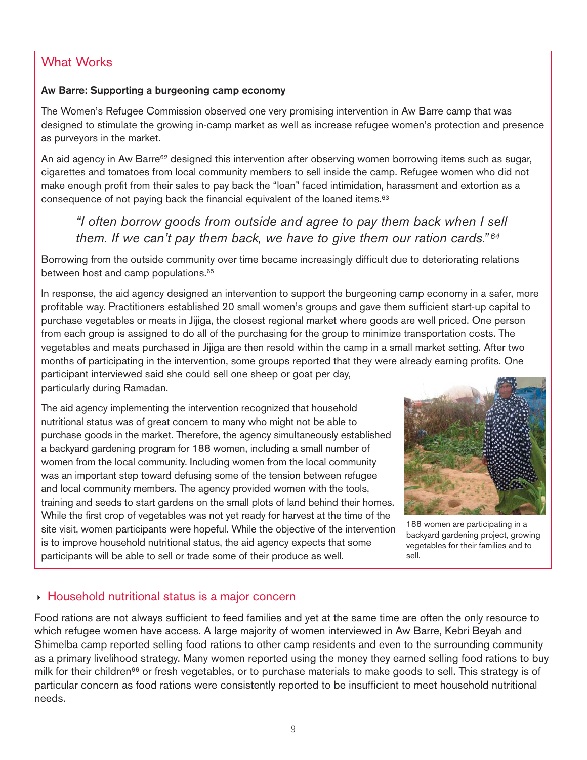## What Works

**Aw Barre: Supporting a burgeoning camp economy**

The Women's Refugee Commission observed one very promising intervention in Aw Barre camp that was designed to stimulate the growing in-camp market as well as increase refugee women's protection and presence as purveyors in the market.

An aid agency in Aw Barre[62] designed this intervention after observing women borrowing items such as sugar, cigarettes and tomatoes from local community members to sell inside the camp. Refugee women who did not make enough profit from their sales to pay back the "loan" faced intimidation, harassment and extortion as a consequence of not paying back the financial equivalent of the loaned items.[63]

> *"I often borrow goods from outside and agree to pay them back when I sell them. If we can't pay them back, we have to give them our ration cards."[64]*

Borrowing from the outside community over time became increasingly difficult due to deteriorating relations between host and camp populations.[65]

In response, the aid agency designed an intervention to support the burgeoning camp economy in a safer, more profitable way. Practitioners established 20 small women's groups and gave them sufficient start-up capital to purchase vegetables or meats in Jijiga, the closest regional market where goods are well priced. One person from each group is assigned to do all of the purchasing for the group to minimize transportation costs. The vegetables and meats purchased in Jijiga are then resold within the camp in a small market setting. After two months of participating in the intervention, some groups reported that they were already earning profits. One participant interviewed said she could sell one sheep or goat per day, particularly during Ramadan.

The aid agency implementing the intervention recognized that household nutritional status was of great concern to many who might not be able to purchase goods in the market. Therefore, the agency simultaneously established a backyard gardening program for 188 women, including a small number of women from the local community. Including women from the local community was an important step toward defusing some of the tension between refugee and local community members. The agency provided women with the tools, training and seeds to start gardens on the small plots of land behind their homes. While the first crop of vegetables was not yet ready for harvest at the time of the site visit, women participants were hopeful. While the objective of the intervention is to improve household nutritional status, the aid agency expects that some participants will be able to sell or trade some of their produce as well.

188 women are participating in a backyard gardening project, growing vegetables for their families and to sell.

## Household nutritional status is a major concern

Food rations are not always sufficient to feed families and yet at the same time are often the only resource to which refugee women have access. A large majority of women interviewed in Aw Barre, Kebri Beyah and Shimelba camp reported selling food rations to other camp residents and even to the surrounding community as a primary livelihood strategy. Many women reported using the money they earned selling food rations to buy milk for their children[66] or fresh vegetables, or to purchase materials to make goods to sell. This strategy is of particular concern as food rations were consistently reported to be insufficient to meet household nutritional needs.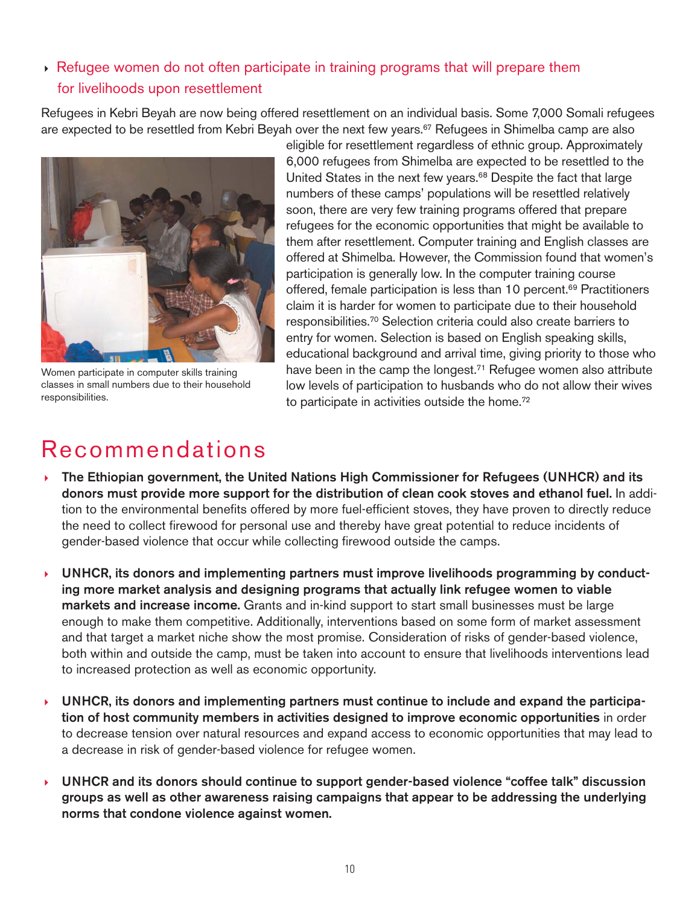### Refugee women do not often participate in training programs that will prepare them for livelihoods upon resettlement

Refugees in Kebri Beyah are now being offered resettlement on an individual basis. Some 7,000 Somali refugees are expected to be resettled from Kebri Beyah over the next few years.[67] Refugees in Shimelba camp are also eligible for resettlement regardless of ethnic group. Approximately 6,000 refugees from Shimelba are expected to be resettled to the United States in the next few years.[68] Despite the fact that large numbers of these camps' populations will be resettled relatively soon, there are very few training programs offered that prepare refugees for the economic opportunities that might be available to them after resettlement. Computer training and English classes are offered at Shimelba. However, the Commission found that women's participation is generally low. In the computer training course offered, female participation is less than 10 percent.[69] Practitioners claim it is harder for women to participate due to their household responsibilities.[70] Selection criteria could also create barriers to entry for women. Selection is based on English speaking skills, educational background and arrival time, giving priority to those who have been in the camp the longest.[71] Refugee women also attribute low levels of participation to husbands who do not allow their wives to participate in activities outside the home.[72]

Women participate in computer skills training classes in small numbers due to their household responsibilities.

# Recommendations

- **The Ethiopian government, the United Nations High Commissioner for Refugees (UNHCR) and its donors must provide more support for the distribution of clean cook stoves and ethanol fuel.** In addition to the environmental benefits offered by more fuel-efficient stoves, they have proven to directly reduce the need to collect firewood for personal use and thereby have great potential to reduce incidents of gender-based violence that occur while collecting firewood outside the camps.

- **UNHCR, its donors and implementing partners must improve livelihoods programming by conducting more market analysis and designing programs that actually link refugee women to viable markets and increase income.** Grants and in-kind support to start small businesses must be large enough to make them competitive. Additionally, interventions based on some form of market assessment and that target a market niche show the most promise. Consideration of risks of gender-based violence, both within and outside the camp, must be taken into account to ensure that livelihoods interventions lead to increased protection as well as economic opportunity.

- **UNHCR, its donors and implementing partners must continue to include and expand the participation of host community members in activities designed to improve economic opportunities** in order to decrease tension over natural resources and expand access to economic opportunities that may lead to a decrease in risk of gender-based violence for refugee women.

- **UNHCR and its donors should continue to support gender-based violence "coffee talk" discussion groups as well as other awareness raising campaigns that appear to be addressing the underlying norms that condone violence against women.**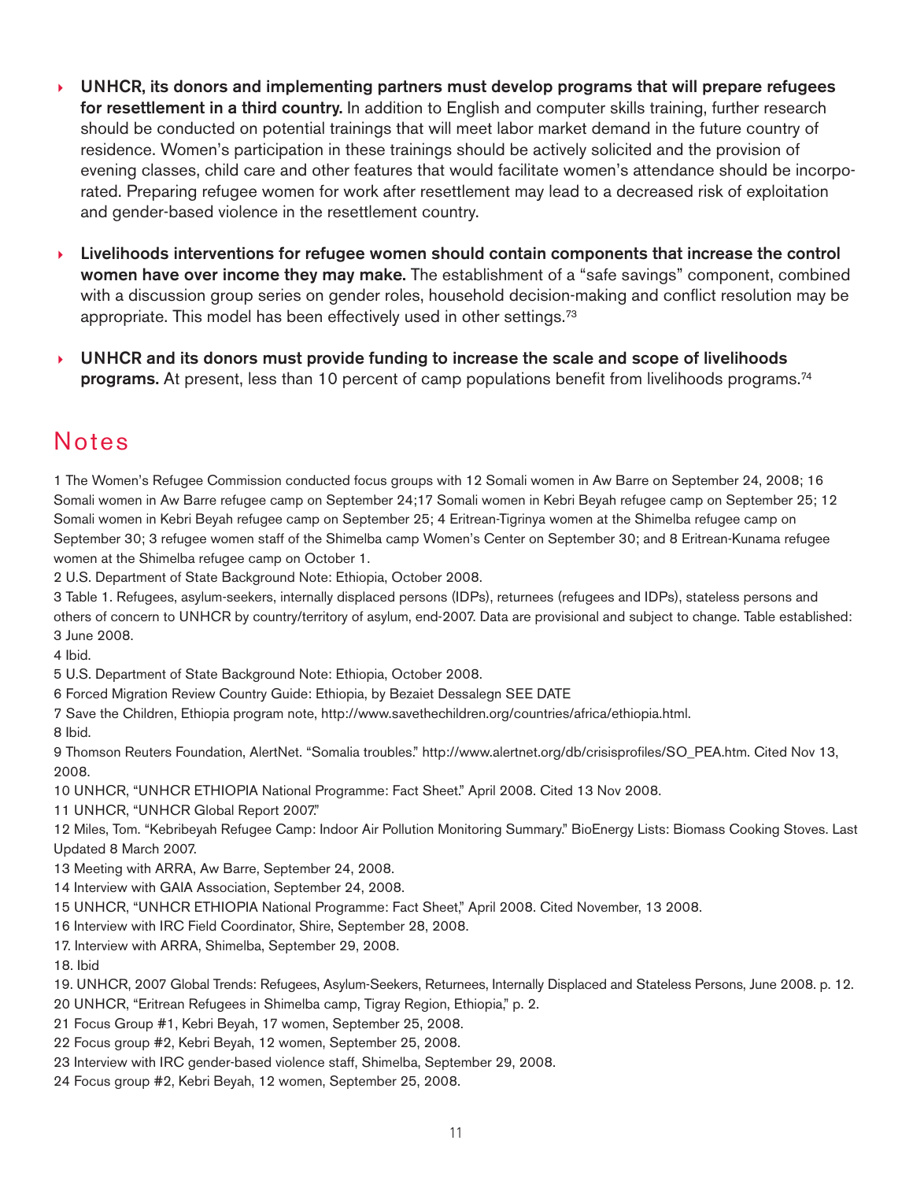- **UNHCR, its donors and implementing partners must develop programs that will prepare refugees for resettlement in a third country.** In addition to English and computer skills training, further research should be conducted on potential trainings that will meet labor market demand in the future country of residence. Women's participation in these trainings should be actively solicited and the provision of evening classes, child care and other features that would facilitate women's attendance should be incorporated. Preparing refugee women for work after resettlement may lead to a decreased risk of exploitation and gender-based violence in the resettlement country.

- **Livelihoods interventions for refugee women should contain components that increase the control women have over income they may make.** The establishment of a "safe savings" component, combined with a discussion group series on gender roles, household decision-making and conflict resolution may be appropriate. This model has been effectively used in other settings.[73]

- **UNHCR and its donors must provide funding to increase the scale and scope of livelihoods programs.** At present, less than 10 percent of camp populations benefit from livelihoods programs.[74]

## Notes

1 The Women's Refugee Commission conducted focus groups with 12 Somali women in Aw Barre on September 24, 2008; 16 Somali women in Aw Barre refugee camp on September 24;17 Somali women in Kebri Beyah refugee camp on September 25; 12 Somali women in Kebri Beyah refugee camp on September 25; 4 Eritrean-Tigrinya women at the Shimelba refugee camp on September 30; 3 refugee women staff of the Shimelba camp Women's Center on September 30; and 8 Eritrean-Kunama refugee women at the Shimelba refugee camp on October 1.

2 U.S. Department of State Background Note: Ethiopia, October 2008.

3 Table 1. Refugees, asylum-seekers, internally displaced persons (IDPs), returnees (refugees and IDPs), stateless persons and others of concern to UNHCR by country/territory of asylum, end-2007. Data are provisional and subject to change. Table established: 3 June 2008.

4 Ibid.

5 U.S. Department of State Background Note: Ethiopia, October 2008.

6 Forced Migration Review Country Guide: Ethiopia, by Bezaiet Dessalegn SEE DATE

7 Save the Children, Ethiopia program note, http://www.savethechildren.org/countries/africa/ethiopia.html.

8 Ibid.

9 Thomson Reuters Foundation, AlertNet. "Somalia troubles." http://www.alertnet.org/db/crisisprofiles/SO_PEA.htm. Cited Nov 13, 2008.

10 UNHCR, "UNHCR ETHIOPIA National Programme: Fact Sheet." April 2008. Cited 13 Nov 2008.

11 UNHCR, "UNHCR Global Report 2007."

12 Miles, Tom. "Kebribeyah Refugee Camp: Indoor Air Pollution Monitoring Summary." BioEnergy Lists: Biomass Cooking Stoves. Last Updated 8 March 2007.

13 Meeting with ARRA, Aw Barre, September 24, 2008.

14 Interview with GAIA Association, September 24, 2008.

15 UNHCR, "UNHCR ETHIOPIA National Programme: Fact Sheet," April 2008. Cited November, 13 2008.

16 Interview with IRC Field Coordinator, Shire, September 28, 2008.

17. Interview with ARRA, Shimelba, September 29, 2008.

18. Ibid

19. UNHCR, 2007 Global Trends: Refugees, Asylum-Seekers, Returnees, Internally Displaced and Stateless Persons, June 2008. p. 12.

20 UNHCR, "Eritrean Refugees in Shimelba camp, Tigray Region, Ethiopia," p. 2.

21 Focus Group #1, Kebri Beyah, 17 women, September 25, 2008.

22 Focus group #2, Kebri Beyah, 12 women, September 25, 2008.

23 Interview with IRC gender-based violence staff, Shimelba, September 29, 2008.

24 Focus group #2, Kebri Beyah, 12 women, September 25, 2008.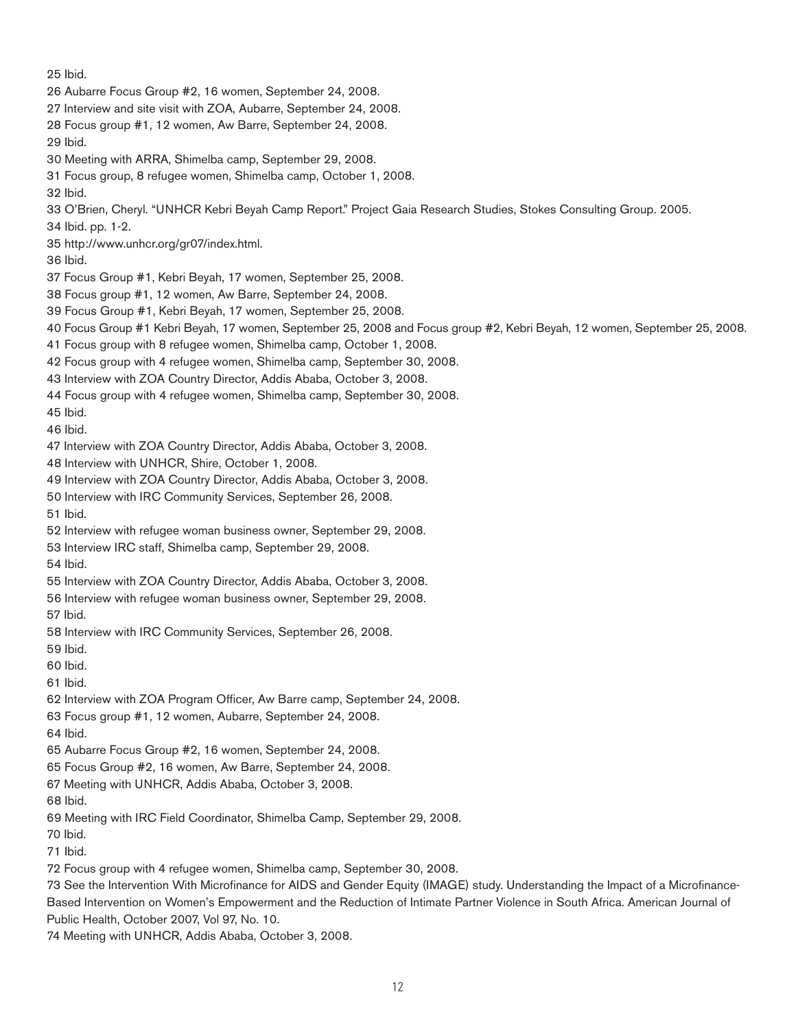25 Ibid.

26 Aubarre Focus Group #2, 16 women, September 24, 2008.

27 Interview and site visit with ZOA, Aubarre, September 24, 2008.

28 Focus group #1, 12 women, Aw Barre, September 24, 2008.

29 Ibid.

30 Meeting with ARRA, Shimelba camp, September 29, 2008.

31 Focus group, 8 refugee women, Shimelba camp, October 1, 2008.

32 Ibid.

33 O'Brien, Cheryl. "UNHCR Kebri Beyah Camp Report." Project Gaia Research Studies, Stokes Consulting Group. 2005.

34 Ibid. pp. 1-2.

35 http://www.unhcr.org/gr07/index.html.

36 Ibid.

37 Focus Group #1, Kebri Beyah, 17 women, September 25, 2008.

38 Focus group #1, 12 women, Aw Barre, September 24, 2008.

39 Focus Group #1, Kebri Beyah, 17 women, September 25, 2008.

40 Focus Group #1 Kebri Beyah, 17 women, September 25, 2008 and Focus group #2, Kebri Beyah, 12 women, September 25, 2008.

41 Focus group with 8 refugee women, Shimelba camp, October 1, 2008.

42 Focus group with 4 refugee women, Shimelba camp, September 30, 2008.

43 Interview with ZOA Country Director, Addis Ababa, October 3, 2008.

44 Focus group with 4 refugee women, Shimelba camp, September 30, 2008.

45 Ibid.

46 Ibid.

47 Interview with ZOA Country Director, Addis Ababa, October 3, 2008.

48 Interview with UNHCR, Shire, October 1, 2008.

49 Interview with ZOA Country Director, Addis Ababa, October 3, 2008.

50 Interview with IRC Community Services, September 26, 2008.

51 Ibid.

52 Interview with refugee woman business owner, September 29, 2008.

53 Interview IRC staff, Shimelba camp, September 29, 2008.

54 Ibid.

55 Interview with ZOA Country Director, Addis Ababa, October 3, 2008.

56 Interview with refugee woman business owner, September 29, 2008.

57 Ibid.

58 Interview with IRC Community Services, September 26, 2008.

59 Ibid.

60 Ibid.

61 Ibid.

62 Interview with ZOA Program Officer, Aw Barre camp, September 24, 2008.

63 Focus group #1, 12 women, Aubarre, September 24, 2008.

64 Ibid.

65 Aubarre Focus Group #2, 16 women, September 24, 2008.

65 Focus Group #2, 16 women, Aw Barre, September 24, 2008.

67 Meeting with UNHCR, Addis Ababa, October 3, 2008.

68 Ibid.

69 Meeting with IRC Field Coordinator, Shimelba Camp, September 29, 2008.

70 Ibid.

71 Ibid.

72 Focus group with 4 refugee women, Shimelba camp, September 30, 2008.

73 See the Intervention With Microfinance for AIDS and Gender Equity (IMAGE) study. Understanding the Impact of a Microfinance-Based Intervention on Women's Empowerment and the Reduction of Intimate Partner Violence in South Africa. American Journal of Public Health, October 2007, Vol 97, No. 10.

74 Meeting with UNHCR, Addis Ababa, October 3, 2008.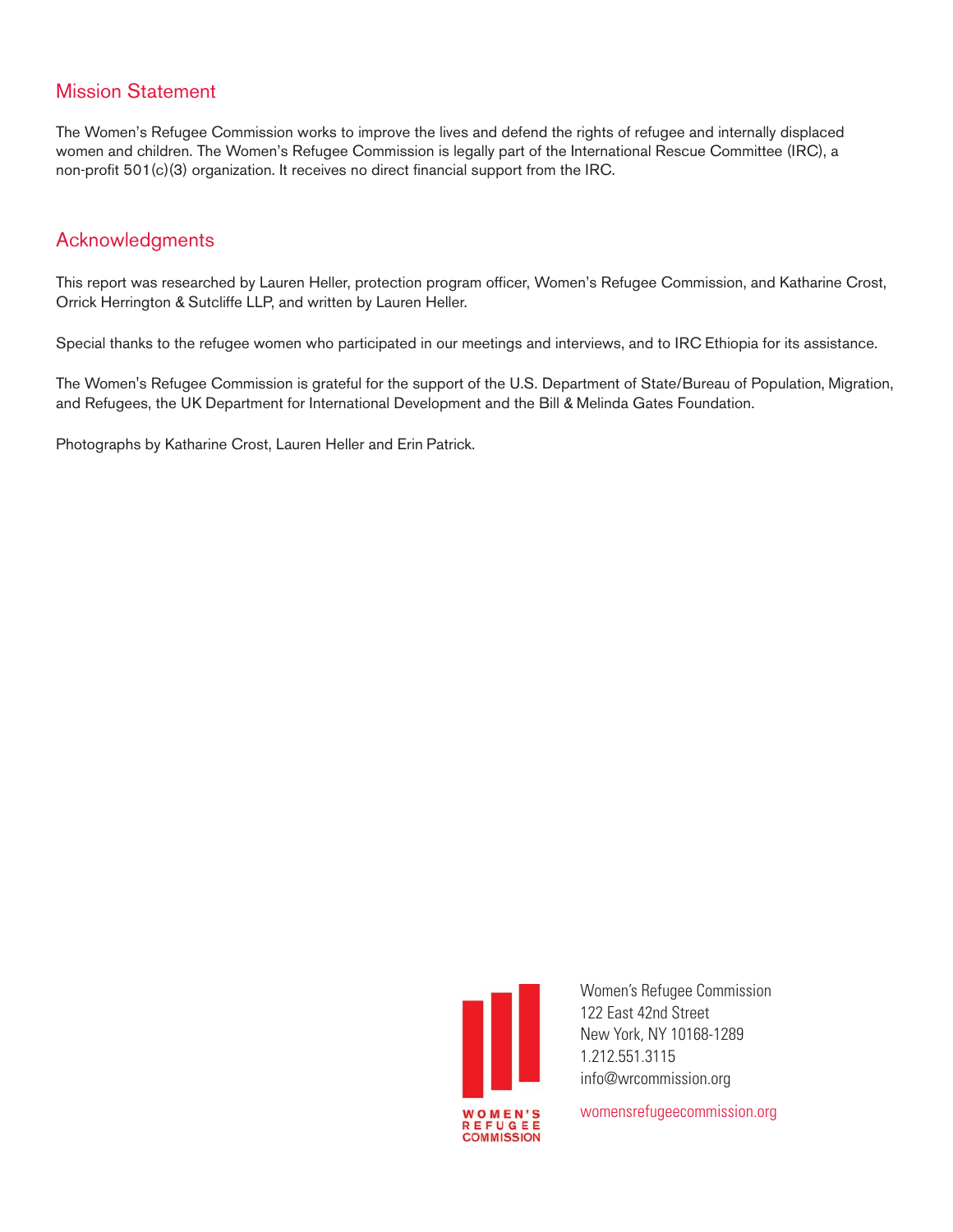## Mission Statement

The Women's Refugee Commission works to improve the lives and defend the rights of refugee and internally displaced women and children. The Women's Refugee Commission is legally part of the International Rescue Committee (IRC), a non-profit 501(c)(3) organization. It receives no direct financial support from the IRC.

## Acknowledgments

This report was researched by Lauren Heller, protection program officer, Women's Refugee Commission, and Katharine Crost, Orrick Herrington & Sutcliffe LLP, and written by Lauren Heller.

Special thanks to the refugee women who participated in our meetings and interviews, and to IRC Ethiopia for its assistance.

The Women's Refugee Commission is grateful for the support of the U.S. Department of State/Bureau of Population, Migration, and Refugees, the UK Department for International Development and the Bill & Melinda Gates Foundation.

Photographs by Katharine Crost, Lauren Heller and Erin Patrick.

WOMEN'S
REFUGEE
COMMISSION

Women's Refugee Commission
122 East 42nd Street
New York, NY 10168-1289
1.212.551.3115
info@wrcommission.org

womensrefugeecommission.org